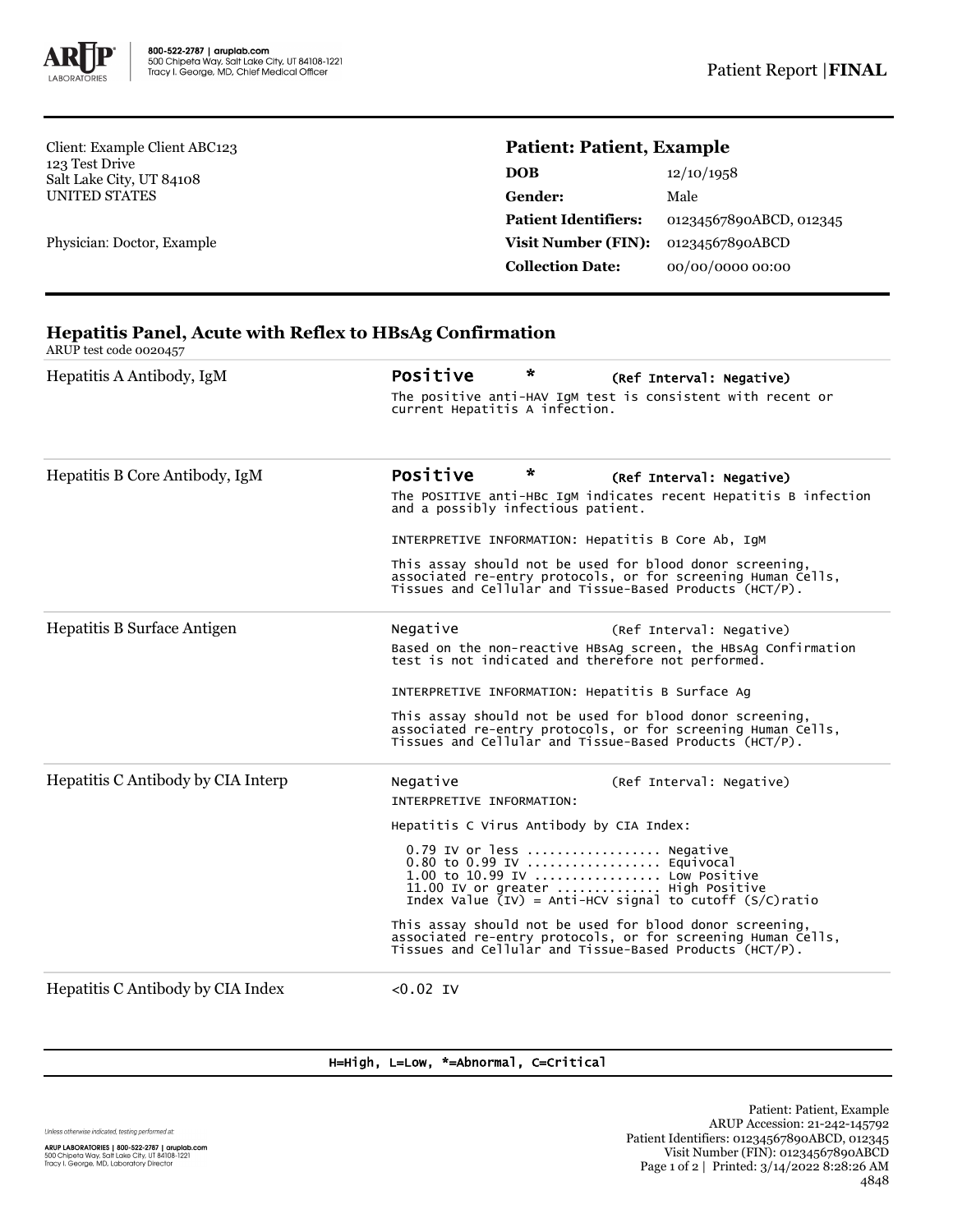800-522-2787 | aruplab.com
500 Chipeta Way, Salt Lake City, UT 84108-1221
Tracy I. George, MD, Chief Medical Officer

Patient Report | **FINAL**

Client: Example Client ABC123
123 Test Drive
Salt Lake City, UT 84108
UNITED STATES

Physician: Doctor, Example

**Patient: Patient, Example**

| | |
|---|---|
| **DOB** | 12/10/1958 |
| **Gender:** | Male |
| **Patient Identifiers:** | 01234567890ABCD, 012345 |
| **Visit Number (FIN):** | 01234567890ABCD |
| **Collection Date:** | 00/00/0000 00:00 |

## Hepatitis Panel, Acute with Reflex to HBsAg Confirmation

ARUP test code 0020457

| Test | Result |
|---|---|
| Hepatitis A Antibody, IgM | **Positive** * (Ref Interval: Negative)<br>The positive anti-HAV IgM test is consistent with recent or current Hepatitis A infection. |
| Hepatitis B Core Antibody, IgM | **Positive** * (Ref Interval: Negative)<br>The POSITIVE anti-HBc IgM indicates recent Hepatitis B infection and a possibly infectious patient.<br><br>INTERPRETIVE INFORMATION: Hepatitis B Core Ab, IgM<br><br>This assay should not be used for blood donor screening, associated re-entry protocols, or for screening Human Cells, Tissues and Cellular and Tissue-Based Products (HCT/P). |
| Hepatitis B Surface Antigen | Negative (Ref Interval: Negative)<br>Based on the non-reactive HBsAg screen, the HBsAg Confirmation test is not indicated and therefore not performed.<br><br>INTERPRETIVE INFORMATION: Hepatitis B Surface Ag<br><br>This assay should not be used for blood donor screening, associated re-entry protocols, or for screening Human Cells, Tissues and Cellular and Tissue-Based Products (HCT/P). |
| Hepatitis C Antibody by CIA Interp | Negative (Ref Interval: Negative)<br>INTERPRETIVE INFORMATION:<br><br>Hepatitis C Virus Antibody by CIA Index:<br><br>0.79 IV or less ................. Negative<br>0.80 to 0.99 IV ................. Equivocal<br>1.00 to 10.99 IV ................ Low Positive<br>11.00 IV or greater ............. High Positive<br>Index Value (IV) = Anti-HCV signal to cutoff (S/C)ratio<br><br>This assay should not be used for blood donor screening, associated re-entry protocols, or for screening Human Cells, Tissues and Cellular and Tissue-Based Products (HCT/P). |
| Hepatitis C Antibody by CIA Index | <0.02 IV |

H=High, L=Low, *=Abnormal, C=Critical

Unless otherwise indicated, testing performed at:
ARUP LABORATORIES | 800-522-2787 | aruplab.com
500 Chipeta Way, Salt Lake City, UT 84108-1221
Tracy I. George, MD, Laboratory Director

Patient: Patient, Example
ARUP Accession: 21-242-145792
Patient Identifiers: 01234567890ABCD, 012345
Visit Number (FIN): 01234567890ABCD
Printed: 3/14/2022 8:28:26 AM
4848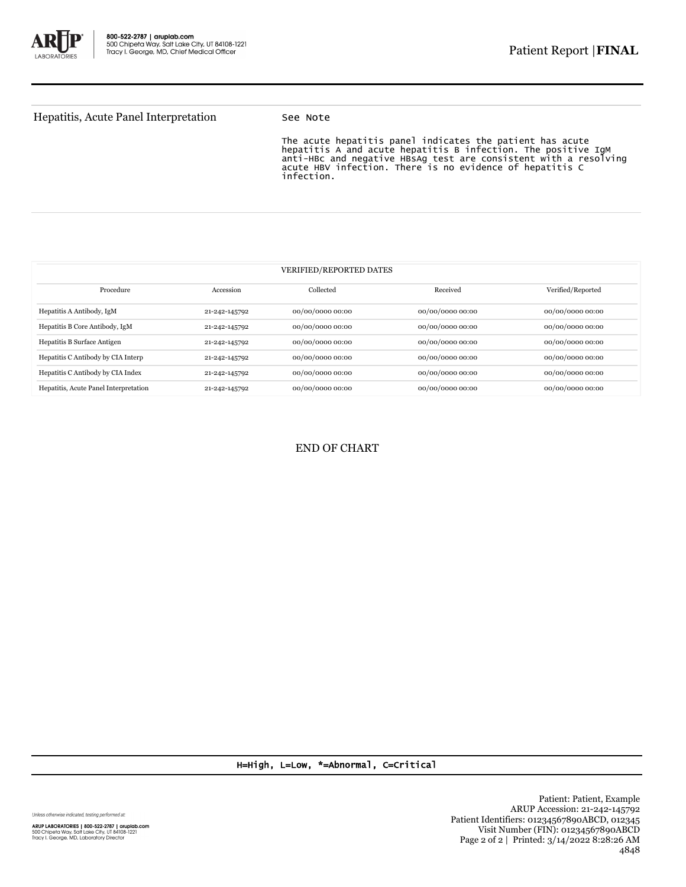| | | |
|---|---|---|
| Hepatitis, Acute Panel Interpretation | See Note | |

The acute hepatitis panel indicates the patient has acute hepatitis A and acute hepatitis B infection. The positive IgM anti-HBc and negative HBsAg test are consistent with a resolving acute HBV infection. There is no evidence of hepatitis C infection.

**VERIFIED/REPORTED DATES**

| Procedure | Accession | Collected | Received | Verified/Reported |
|---|---|---|---|---|
| Hepatitis A Antibody, IgM | 21-242-145792 | 00/00/0000 00:00 | 00/00/0000 00:00 | 00/00/0000 00:00 |
| Hepatitis B Core Antibody, IgM | 21-242-145792 | 00/00/0000 00:00 | 00/00/0000 00:00 | 00/00/0000 00:00 |
| Hepatitis B Surface Antigen | 21-242-145792 | 00/00/0000 00:00 | 00/00/0000 00:00 | 00/00/0000 00:00 |
| Hepatitis C Antibody by CIA Interp | 21-242-145792 | 00/00/0000 00:00 | 00/00/0000 00:00 | 00/00/0000 00:00 |
| Hepatitis C Antibody by CIA Index | 21-242-145792 | 00/00/0000 00:00 | 00/00/0000 00:00 | 00/00/0000 00:00 |
| Hepatitis, Acute Panel Interpretation | 21-242-145792 | 00/00/0000 00:00 | 00/00/0000 00:00 | 00/00/0000 00:00 |

END OF CHART

H=High, L=Low, *=Abnormal, C=Critical